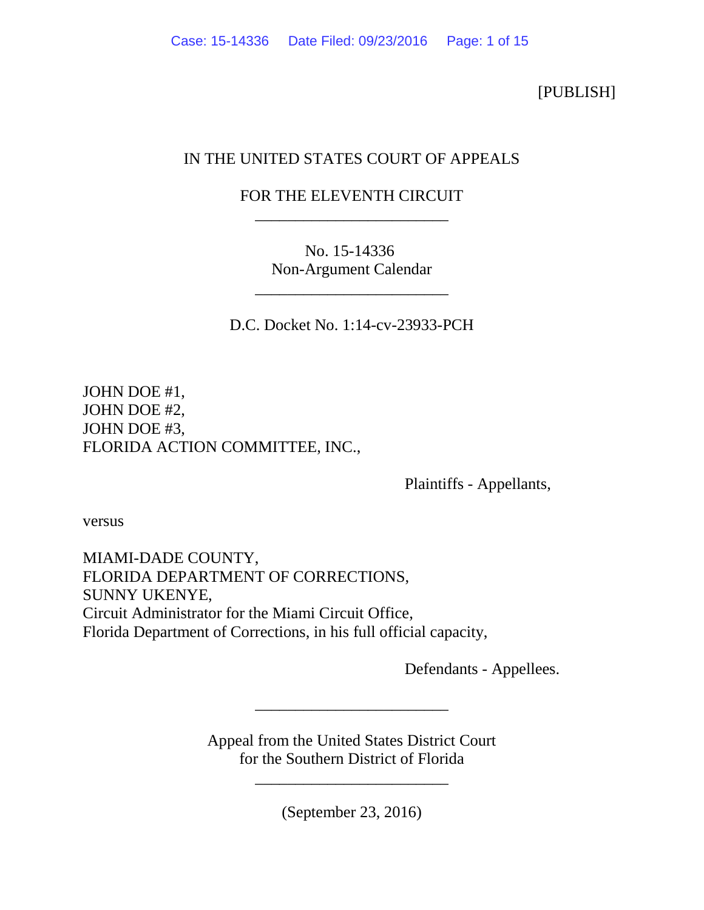[PUBLISH]

IN THE UNITED STATES COURT OF APPEALS

FOR THE ELEVENTH CIRCUIT

________________________

No. 15-14336
Non-Argument Calendar

________________________

D.C. Docket No. 1:14-cv-23933-PCH

JOHN DOE #1,
JOHN DOE #2,
JOHN DOE #3,
FLORIDA ACTION COMMITTEE, INC.,

Plaintiffs - Appellants,

versus

MIAMI-DADE COUNTY,
FLORIDA DEPARTMENT OF CORRECTIONS,
SUNNY UKENYE,
Circuit Administrator for the Miami Circuit Office,
Florida Department of Corrections, in his full official capacity,

Defendants - Appellees.

________________________

Appeal from the United States District Court
for the Southern District of Florida

________________________

(September 23, 2016)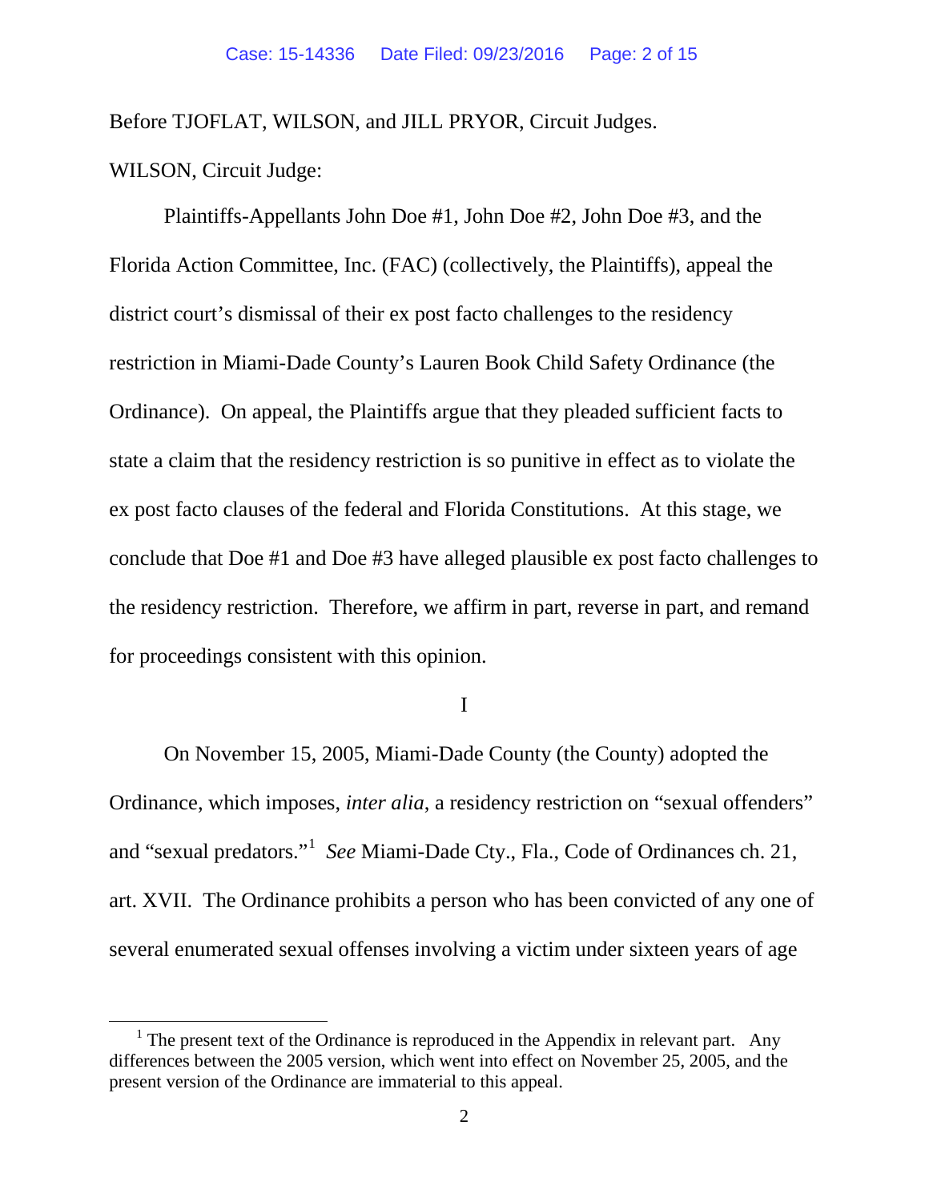Before TJOFLAT, WILSON, and JILL PRYOR, Circuit Judges.

WILSON, Circuit Judge:

Plaintiffs-Appellants John Doe #1, John Doe #2, John Doe #3, and the Florida Action Committee, Inc. (FAC) (collectively, the Plaintiffs), appeal the district court's dismissal of their ex post facto challenges to the residency restriction in Miami-Dade County's Lauren Book Child Safety Ordinance (the Ordinance). On appeal, the Plaintiffs argue that they pleaded sufficient facts to state a claim that the residency restriction is so punitive in effect as to violate the ex post facto clauses of the federal and Florida Constitutions. At this stage, we conclude that Doe #1 and Doe #3 have alleged plausible ex post facto challenges to the residency restriction. Therefore, we affirm in part, reverse in part, and remand for proceedings consistent with this opinion.

I

On November 15, 2005, Miami-Dade County (the County) adopted the Ordinance, which imposes, *inter alia*, a residency restriction on "sexual offenders" and "sexual predators."[1] *See* Miami-Dade Cty., Fla., Code of Ordinances ch. 21, art. XVII. The Ordinance prohibits a person who has been convicted of any one of several enumerated sexual offenses involving a victim under sixteen years of age

[1] The present text of the Ordinance is reproduced in the Appendix in relevant part. Any differences between the 2005 version, which went into effect on November 25, 2005, and the present version of the Ordinance are immaterial to this appeal.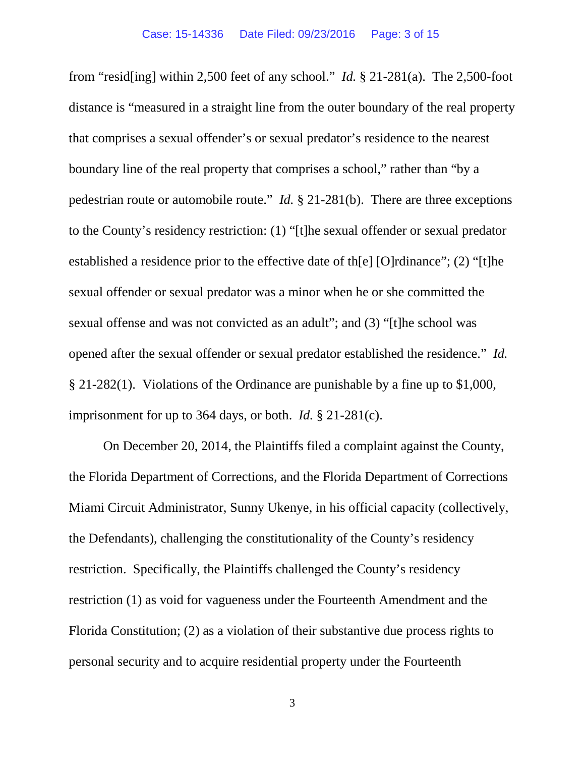from "resid[ing] within 2,500 feet of any school." *Id.* § 21-281(a). The 2,500-foot distance is "measured in a straight line from the outer boundary of the real property that comprises a sexual offender's or sexual predator's residence to the nearest boundary line of the real property that comprises a school," rather than "by a pedestrian route or automobile route." *Id.* § 21-281(b). There are three exceptions to the County's residency restriction: (1) "[t]he sexual offender or sexual predator established a residence prior to the effective date of th[e] [O]rdinance"; (2) "[t]he sexual offender or sexual predator was a minor when he or she committed the sexual offense and was not convicted as an adult"; and (3) "[t]he school was opened after the sexual offender or sexual predator established the residence." *Id.* § 21-282(1). Violations of the Ordinance are punishable by a fine up to $1,000, imprisonment for up to 364 days, or both. *Id.* § 21-281(c).

On December 20, 2014, the Plaintiffs filed a complaint against the County, the Florida Department of Corrections, and the Florida Department of Corrections Miami Circuit Administrator, Sunny Ukenye, in his official capacity (collectively, the Defendants), challenging the constitutionality of the County's residency restriction. Specifically, the Plaintiffs challenged the County's residency restriction (1) as void for vagueness under the Fourteenth Amendment and the Florida Constitution; (2) as a violation of their substantive due process rights to personal security and to acquire residential property under the Fourteenth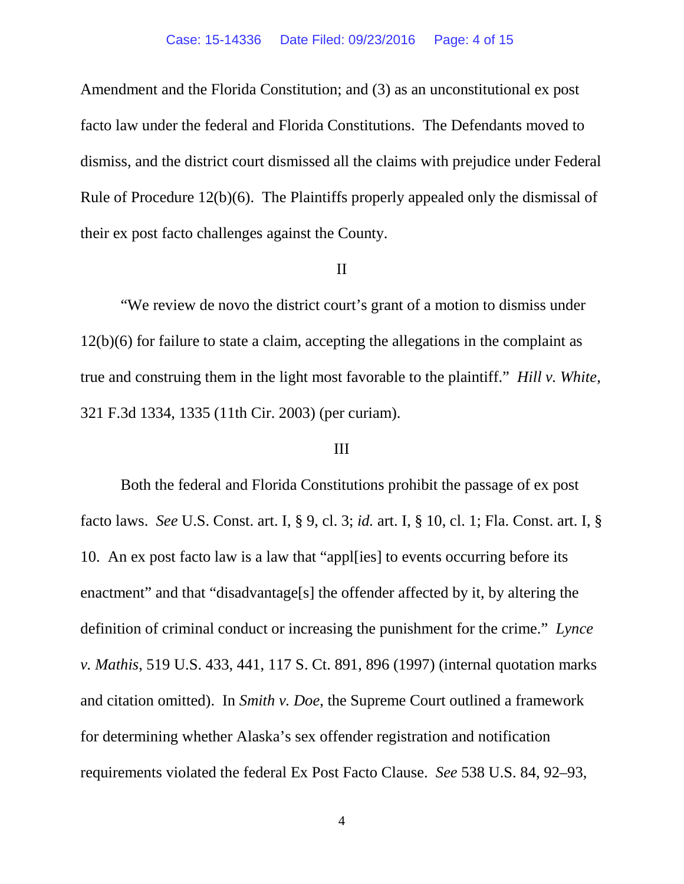Amendment and the Florida Constitution; and (3) as an unconstitutional ex post facto law under the federal and Florida Constitutions. The Defendants moved to dismiss, and the district court dismissed all the claims with prejudice under Federal Rule of Procedure 12(b)(6). The Plaintiffs properly appealed only the dismissal of their ex post facto challenges against the County.

II

"We review de novo the district court's grant of a motion to dismiss under 12(b)(6) for failure to state a claim, accepting the allegations in the complaint as true and construing them in the light most favorable to the plaintiff." *Hill v. White*, 321 F.3d 1334, 1335 (11th Cir. 2003) (per curiam).

III

Both the federal and Florida Constitutions prohibit the passage of ex post facto laws. *See* U.S. Const. art. I, § 9, cl. 3; *id.* art. I, § 10, cl. 1; Fla. Const. art. I, § 10. An ex post facto law is a law that "appl[ies] to events occurring before its enactment" and that "disadvantage[s] the offender affected by it, by altering the definition of criminal conduct or increasing the punishment for the crime." *Lynce v. Mathis*, 519 U.S. 433, 441, 117 S. Ct. 891, 896 (1997) (internal quotation marks and citation omitted). In *Smith v. Doe*, the Supreme Court outlined a framework for determining whether Alaska's sex offender registration and notification requirements violated the federal Ex Post Facto Clause. *See* 538 U.S. 84, 92–93,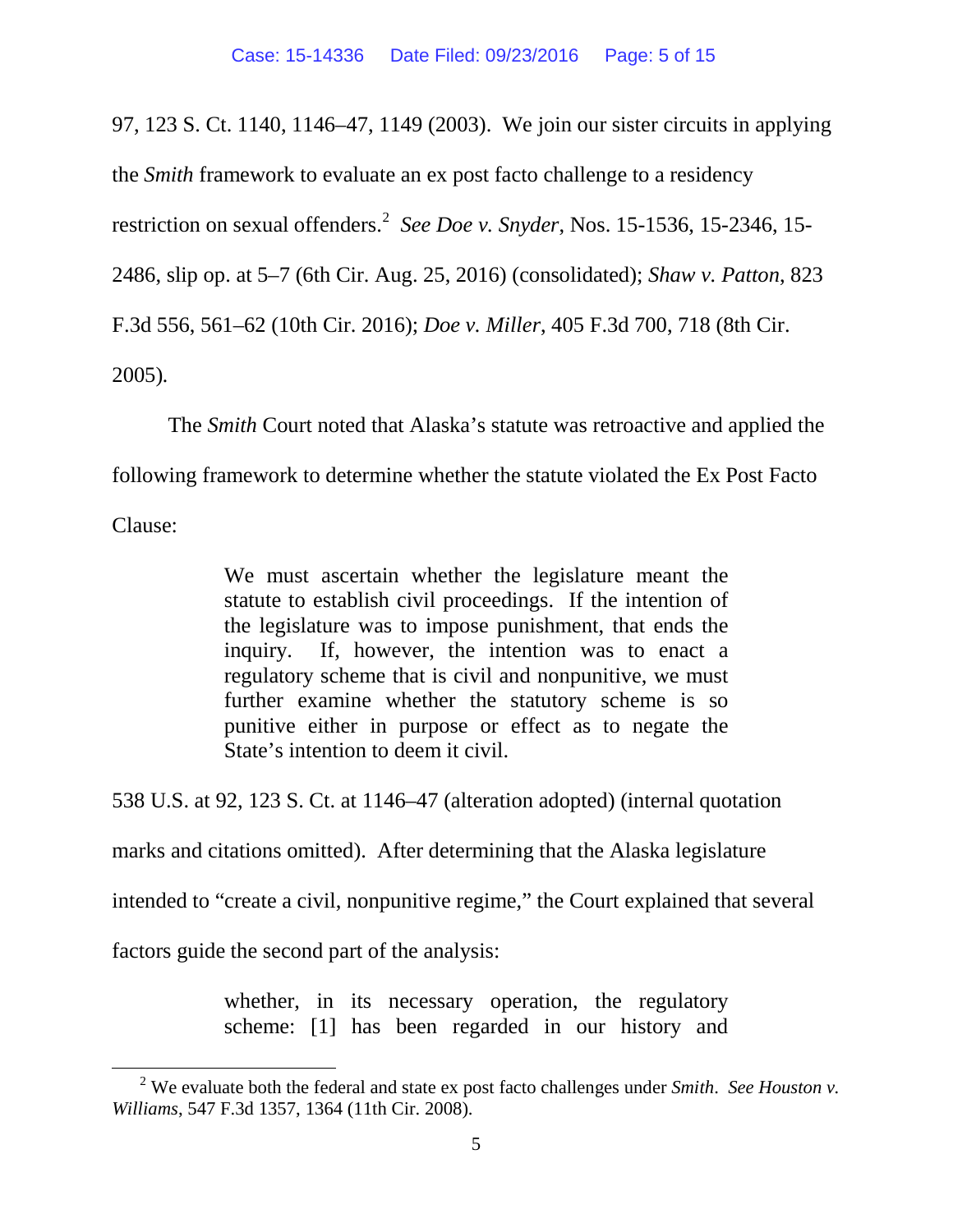97, 123 S. Ct. 1140, 1146–47, 1149 (2003). We join our sister circuits in applying the *Smith* framework to evaluate an ex post facto challenge to a residency restriction on sexual offenders.[2] *See Doe v. Snyder*, Nos. 15-1536, 15-2346, 15-2486, slip op. at 5–7 (6th Cir. Aug. 25, 2016) (consolidated); *Shaw v. Patton*, 823 F.3d 556, 561–62 (10th Cir. 2016); *Doe v. Miller*, 405 F.3d 700, 718 (8th Cir. 2005).

The *Smith* Court noted that Alaska's statute was retroactive and applied the following framework to determine whether the statute violated the Ex Post Facto Clause:

> We must ascertain whether the legislature meant the statute to establish civil proceedings. If the intention of the legislature was to impose punishment, that ends the inquiry. If, however, the intention was to enact a regulatory scheme that is civil and nonpunitive, we must further examine whether the statutory scheme is so punitive either in purpose or effect as to negate the State's intention to deem it civil.

538 U.S. at 92, 123 S. Ct. at 1146–47 (alteration adopted) (internal quotation marks and citations omitted). After determining that the Alaska legislature intended to "create a civil, nonpunitive regime," the Court explained that several factors guide the second part of the analysis:

> whether, in its necessary operation, the regulatory scheme: [1] has been regarded in our history and

[2] We evaluate both the federal and state ex post facto challenges under *Smith*. *See Houston v. Williams*, 547 F.3d 1357, 1364 (11th Cir. 2008).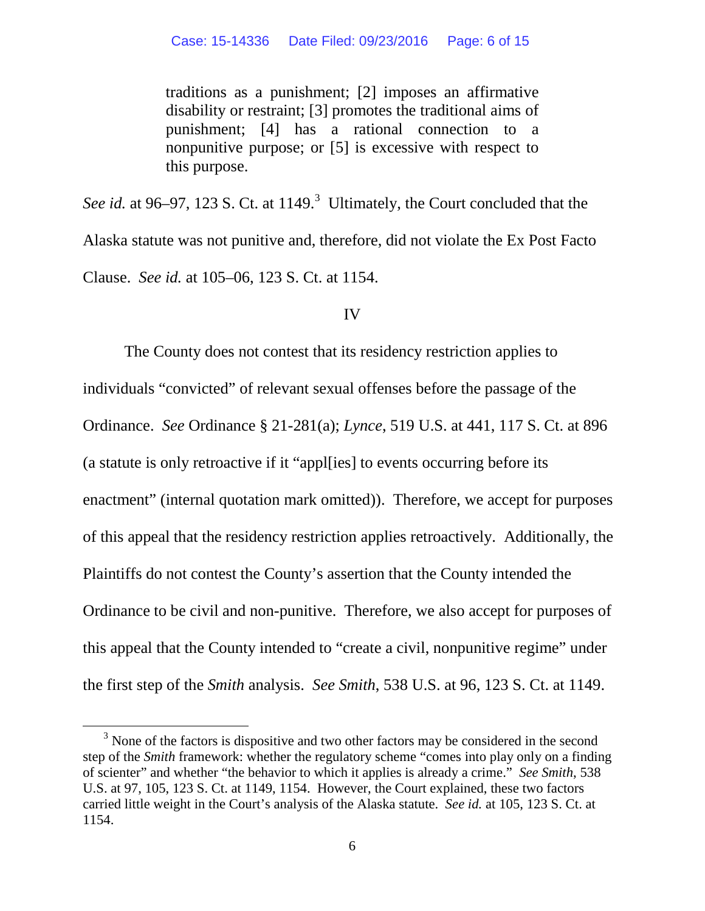> traditions as a punishment; [2] imposes an affirmative disability or restraint; [3] promotes the traditional aims of punishment; [4] has a rational connection to a nonpunitive purpose; or [5] is excessive with respect to this purpose.

*See id.* at 96–97, 123 S. Ct. at 1149.[3] Ultimately, the Court concluded that the Alaska statute was not punitive and, therefore, did not violate the Ex Post Facto Clause. *See id.* at 105–06, 123 S. Ct. at 1154.

IV

The County does not contest that its residency restriction applies to individuals "convicted" of relevant sexual offenses before the passage of the Ordinance. *See* Ordinance § 21-281(a); *Lynce*, 519 U.S. at 441, 117 S. Ct. at 896 (a statute is only retroactive if it "appl[ies] to events occurring before its enactment" (internal quotation mark omitted)). Therefore, we accept for purposes of this appeal that the residency restriction applies retroactively. Additionally, the Plaintiffs do not contest the County's assertion that the County intended the Ordinance to be civil and non-punitive. Therefore, we also accept for purposes of this appeal that the County intended to "create a civil, nonpunitive regime" under the first step of the *Smith* analysis. *See Smith*, 538 U.S. at 96, 123 S. Ct. at 1149.

---

[3] None of the factors is dispositive and two other factors may be considered in the second step of the *Smith* framework: whether the regulatory scheme "comes into play only on a finding of scienter" and whether "the behavior to which it applies is already a crime." *See Smith*, 538 U.S. at 97, 105, 123 S. Ct. at 1149, 1154. However, the Court explained, these two factors carried little weight in the Court's analysis of the Alaska statute. *See id.* at 105, 123 S. Ct. at 1154.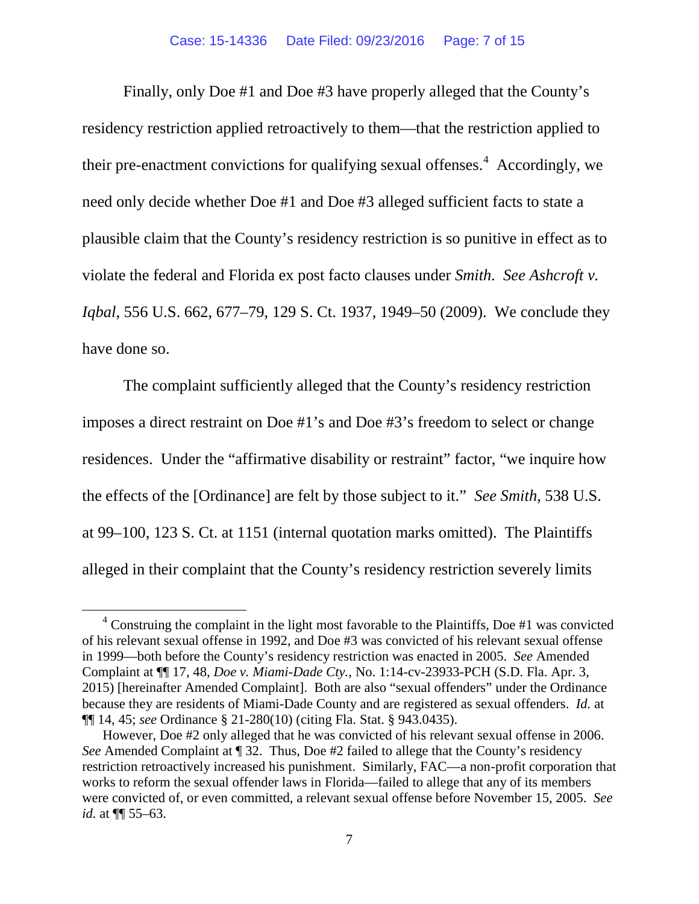Finally, only Doe #1 and Doe #3 have properly alleged that the County's residency restriction applied retroactively to them—that the restriction applied to their pre-enactment convictions for qualifying sexual offenses.[4] Accordingly, we need only decide whether Doe #1 and Doe #3 alleged sufficient facts to state a plausible claim that the County's residency restriction is so punitive in effect as to violate the federal and Florida ex post facto clauses under *Smith*. *See Ashcroft v. Iqbal*, 556 U.S. 662, 677–79, 129 S. Ct. 1937, 1949–50 (2009). We conclude they have done so.

The complaint sufficiently alleged that the County's residency restriction imposes a direct restraint on Doe #1's and Doe #3's freedom to select or change residences. Under the "affirmative disability or restraint" factor, "we inquire how the effects of the [Ordinance] are felt by those subject to it." *See Smith*, 538 U.S. at 99–100, 123 S. Ct. at 1151 (internal quotation marks omitted). The Plaintiffs alleged in their complaint that the County's residency restriction severely limits

---

[4] Construing the complaint in the light most favorable to the Plaintiffs, Doe #1 was convicted of his relevant sexual offense in 1992, and Doe #3 was convicted of his relevant sexual offense in 1999—both before the County's residency restriction was enacted in 2005. *See* Amended Complaint at ¶¶ 17, 48, *Doe v. Miami-Dade Cty.*, No. 1:14-cv-23933-PCH (S.D. Fla. Apr. 3, 2015) [hereinafter Amended Complaint]. Both are also "sexual offenders" under the Ordinance because they are residents of Miami-Dade County and are registered as sexual offenders. *Id.* at ¶¶ 14, 45; *see* Ordinance § 21-280(10) (citing Fla. Stat. § 943.0435).

However, Doe #2 only alleged that he was convicted of his relevant sexual offense in 2006. *See* Amended Complaint at ¶ 32. Thus, Doe #2 failed to allege that the County's residency restriction retroactively increased his punishment. Similarly, FAC—a non-profit corporation that works to reform the sexual offender laws in Florida—failed to allege that any of its members were convicted of, or even committed, a relevant sexual offense before November 15, 2005. *See id.* at ¶¶ 55–63.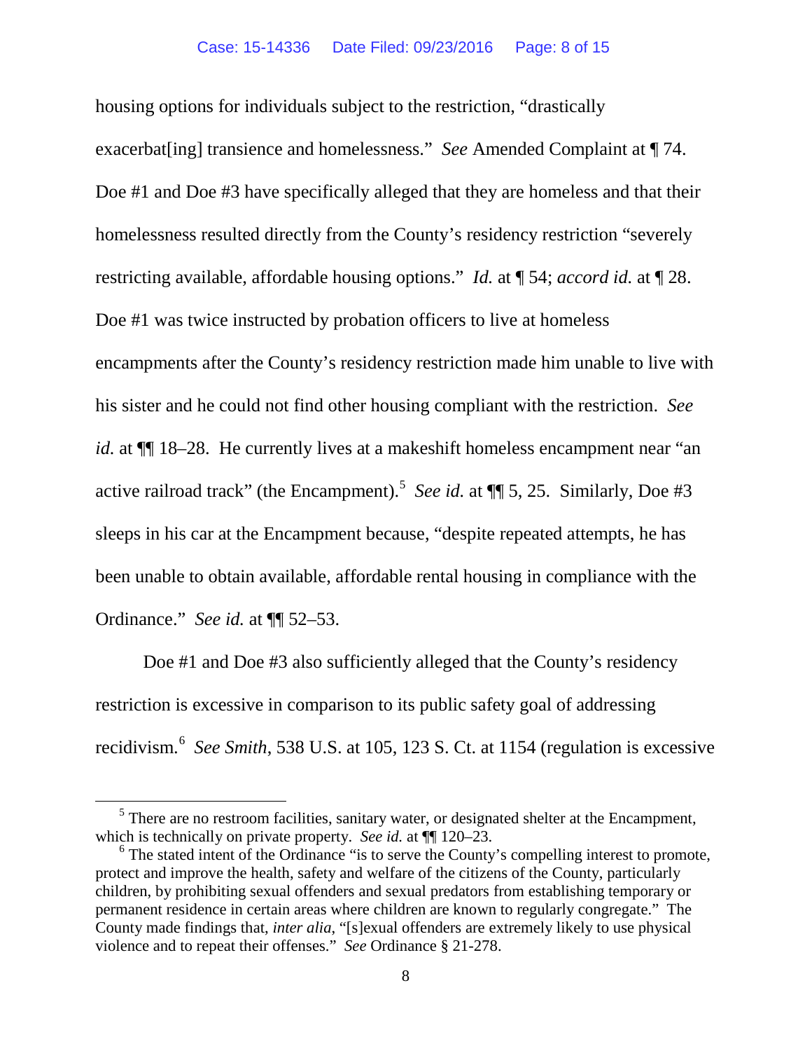housing options for individuals subject to the restriction, "drastically exacerbat[ing] transience and homelessness." *See* Amended Complaint at ¶ 74. Doe #1 and Doe #3 have specifically alleged that they are homeless and that their homelessness resulted directly from the County's residency restriction "severely restricting available, affordable housing options." *Id.* at ¶ 54; *accord id.* at ¶ 28. Doe #1 was twice instructed by probation officers to live at homeless encampments after the County's residency restriction made him unable to live with his sister and he could not find other housing compliant with the restriction. *See id.* at ¶¶ 18–28. He currently lives at a makeshift homeless encampment near "an active railroad track" (the Encampment).[5] *See id.* at ¶¶ 5, 25. Similarly, Doe #3 sleeps in his car at the Encampment because, "despite repeated attempts, he has been unable to obtain available, affordable rental housing in compliance with the Ordinance." *See id.* at ¶¶ 52–53.

Doe #1 and Doe #3 also sufficiently alleged that the County's residency restriction is excessive in comparison to its public safety goal of addressing recidivism.[6] *See Smith*, 538 U.S. at 105, 123 S. Ct. at 1154 (regulation is excessive

---

[5] There are no restroom facilities, sanitary water, or designated shelter at the Encampment, which is technically on private property. *See id.* at ¶¶ 120–23.

[6] The stated intent of the Ordinance "is to serve the County's compelling interest to promote, protect and improve the health, safety and welfare of the citizens of the County, particularly children, by prohibiting sexual offenders and sexual predators from establishing temporary or permanent residence in certain areas where children are known to regularly congregate." The County made findings that, *inter alia*, "[s]exual offenders are extremely likely to use physical violence and to repeat their offenses." *See* Ordinance § 21-278.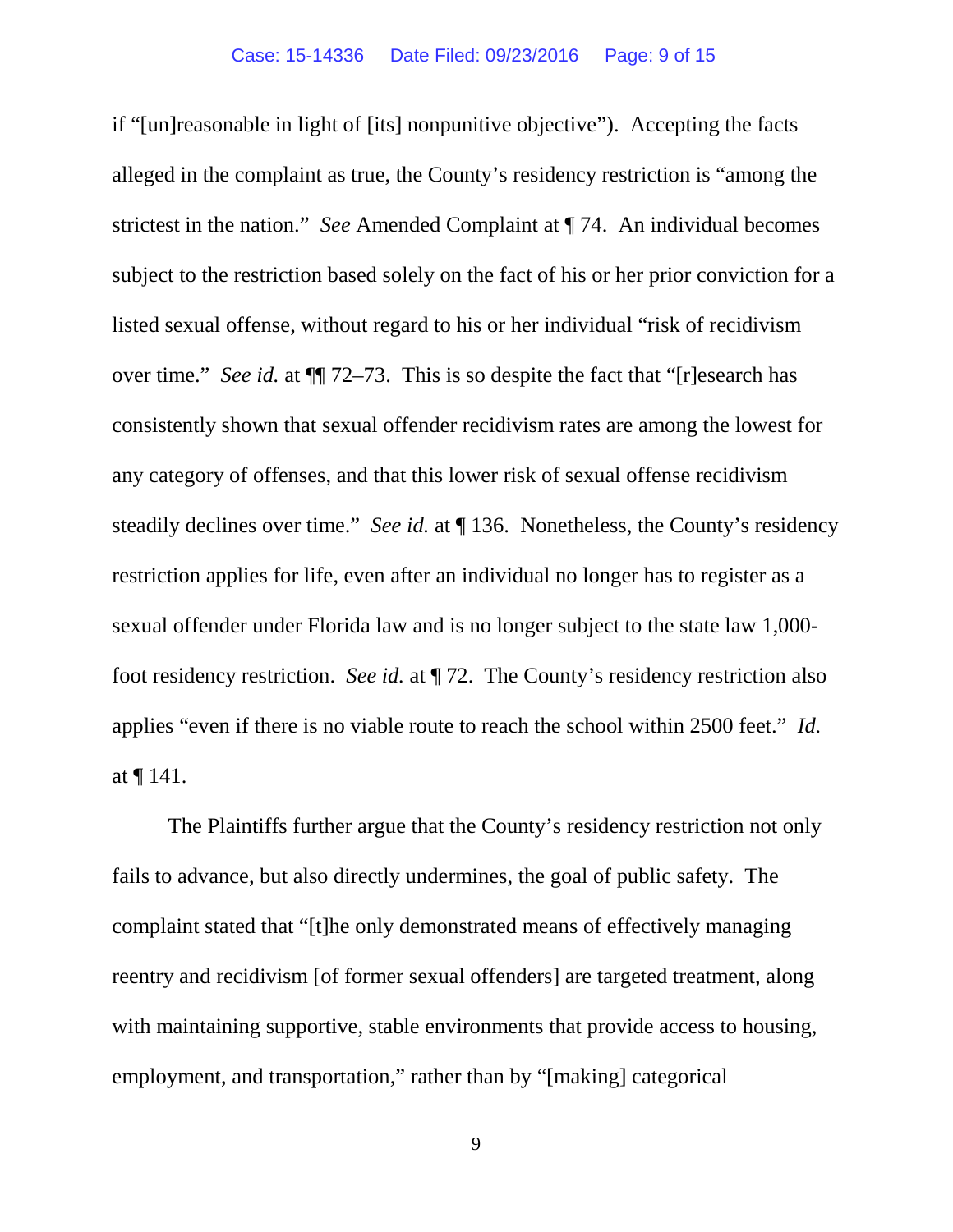if "[un]reasonable in light of [its] nonpunitive objective"). Accepting the facts alleged in the complaint as true, the County's residency restriction is "among the strictest in the nation." *See* Amended Complaint at ¶ 74. An individual becomes subject to the restriction based solely on the fact of his or her prior conviction for a listed sexual offense, without regard to his or her individual "risk of recidivism over time." *See id.* at ¶¶ 72–73. This is so despite the fact that "[r]esearch has consistently shown that sexual offender recidivism rates are among the lowest for any category of offenses, and that this lower risk of sexual offense recidivism steadily declines over time." *See id.* at ¶ 136. Nonetheless, the County's residency restriction applies for life, even after an individual no longer has to register as a sexual offender under Florida law and is no longer subject to the state law 1,000-foot residency restriction. *See id.* at ¶ 72. The County's residency restriction also applies "even if there is no viable route to reach the school within 2500 feet." *Id.* at ¶ 141.

The Plaintiffs further argue that the County's residency restriction not only fails to advance, but also directly undermines, the goal of public safety. The complaint stated that "[t]he only demonstrated means of effectively managing reentry and recidivism [of former sexual offenders] are targeted treatment, along with maintaining supportive, stable environments that provide access to housing, employment, and transportation," rather than by "[making] categorical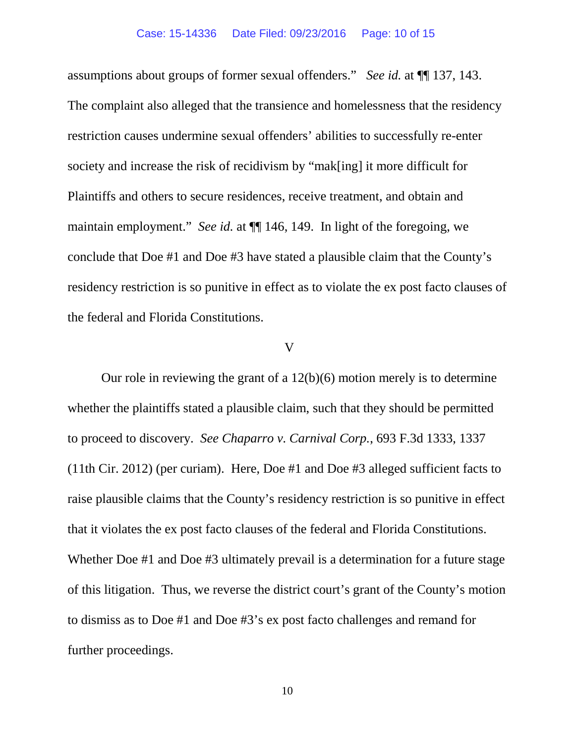assumptions about groups of former sexual offenders." *See id.* at ¶¶ 137, 143. The complaint also alleged that the transience and homelessness that the residency restriction causes undermine sexual offenders' abilities to successfully re-enter society and increase the risk of recidivism by "mak[ing] it more difficult for Plaintiffs and others to secure residences, receive treatment, and obtain and maintain employment." *See id.* at ¶¶ 146, 149. In light of the foregoing, we conclude that Doe #1 and Doe #3 have stated a plausible claim that the County's residency restriction is so punitive in effect as to violate the ex post facto clauses of the federal and Florida Constitutions.

## V

Our role in reviewing the grant of a 12(b)(6) motion merely is to determine whether the plaintiffs stated a plausible claim, such that they should be permitted to proceed to discovery. *See Chaparro v. Carnival Corp.*, 693 F.3d 1333, 1337 (11th Cir. 2012) (per curiam). Here, Doe #1 and Doe #3 alleged sufficient facts to raise plausible claims that the County's residency restriction is so punitive in effect that it violates the ex post facto clauses of the federal and Florida Constitutions. Whether Doe #1 and Doe #3 ultimately prevail is a determination for a future stage of this litigation. Thus, we reverse the district court's grant of the County's motion to dismiss as to Doe #1 and Doe #3's ex post facto challenges and remand for further proceedings.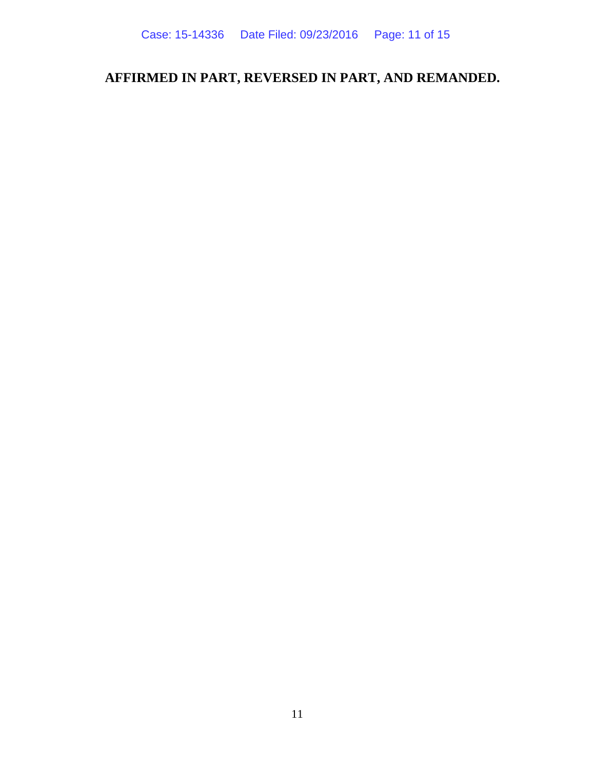**AFFIRMED IN PART, REVERSED IN PART, AND REMANDED.**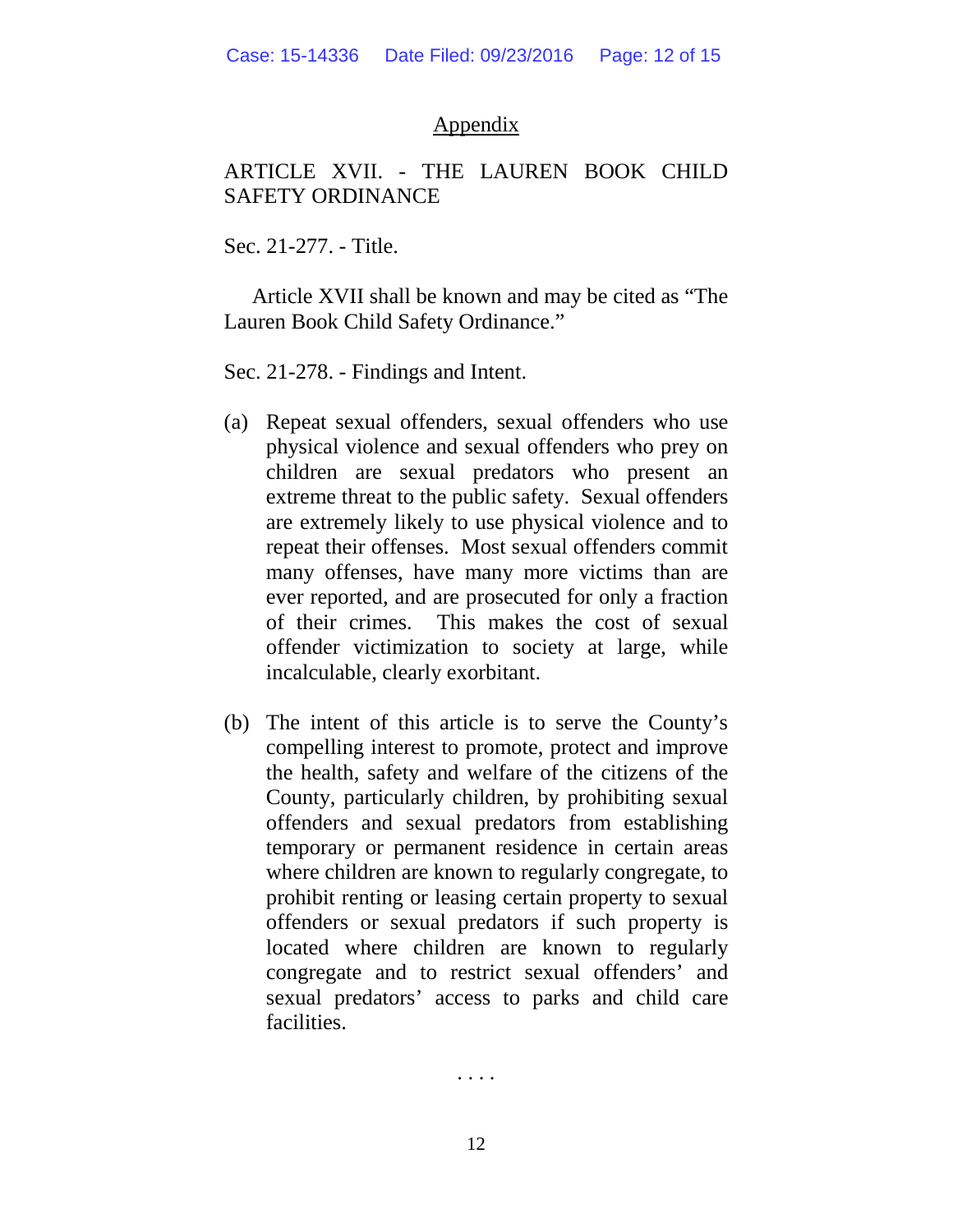## Appendix

ARTICLE XVII. - THE LAUREN BOOK CHILD SAFETY ORDINANCE

Sec. 21-277. - Title.

Article XVII shall be known and may be cited as "The Lauren Book Child Safety Ordinance."

Sec. 21-278. - Findings and Intent.

(a) Repeat sexual offenders, sexual offenders who use physical violence and sexual offenders who prey on children are sexual predators who present an extreme threat to the public safety. Sexual offenders are extremely likely to use physical violence and to repeat their offenses. Most sexual offenders commit many offenses, have many more victims than are ever reported, and are prosecuted for only a fraction of their crimes. This makes the cost of sexual offender victimization to society at large, while incalculable, clearly exorbitant.

(b) The intent of this article is to serve the County's compelling interest to promote, protect and improve the health, safety and welfare of the citizens of the County, particularly children, by prohibiting sexual offenders and sexual predators from establishing temporary or permanent residence in certain areas where children are known to regularly congregate, to prohibit renting or leasing certain property to sexual offenders or sexual predators if such property is located where children are known to regularly congregate and to restrict sexual offenders' and sexual predators' access to parks and child care facilities.

. . . .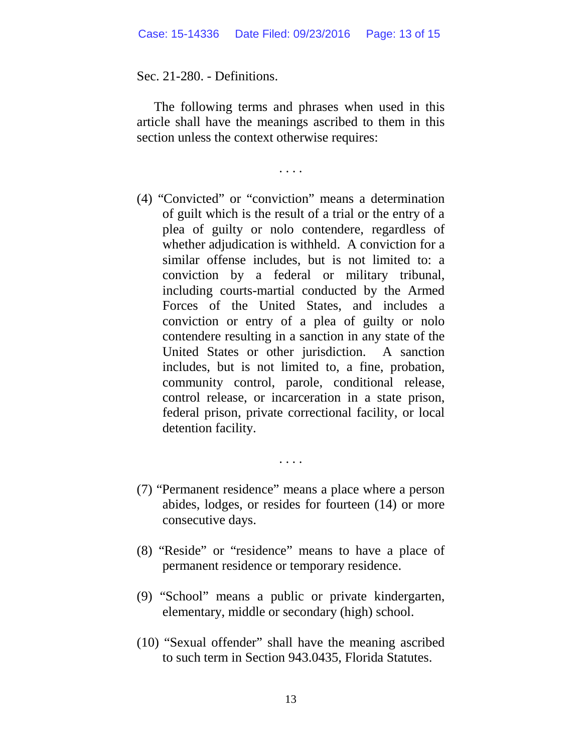Sec. 21-280. - Definitions.

The following terms and phrases when used in this article shall have the meanings ascribed to them in this section unless the context otherwise requires:

. . . .

(4) “Convicted” or “conviction” means a determination of guilt which is the result of a trial or the entry of a plea of guilty or nolo contendere, regardless of whether adjudication is withheld. A conviction for a similar offense includes, but is not limited to: a conviction by a federal or military tribunal, including courts-martial conducted by the Armed Forces of the United States, and includes a conviction or entry of a plea of guilty or nolo contendere resulting in a sanction in any state of the United States or other jurisdiction. A sanction includes, but is not limited to, a fine, probation, community control, parole, conditional release, control release, or incarceration in a state prison, federal prison, private correctional facility, or local detention facility.

. . . .

(7) “Permanent residence” means a place where a person abides, lodges, or resides for fourteen (14) or more consecutive days.

(8) “Reside” or “residence” means to have a place of permanent residence or temporary residence.

(9) “School” means a public or private kindergarten, elementary, middle or secondary (high) school.

(10) “Sexual offender” shall have the meaning ascribed to such term in Section 943.0435, Florida Statutes.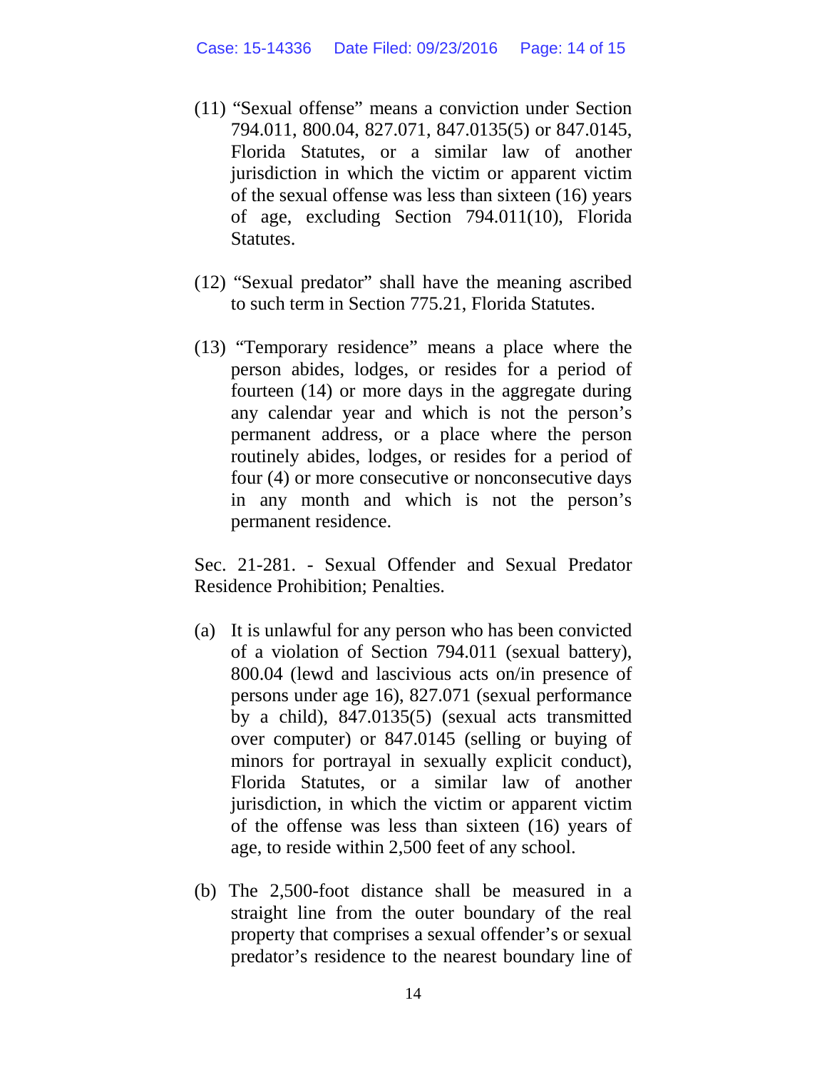(11) "Sexual offense" means a conviction under Section 794.011, 800.04, 827.071, 847.0135(5) or 847.0145, Florida Statutes, or a similar law of another jurisdiction in which the victim or apparent victim of the sexual offense was less than sixteen (16) years of age, excluding Section 794.011(10), Florida Statutes.

(12) "Sexual predator" shall have the meaning ascribed to such term in Section 775.21, Florida Statutes.

(13) "Temporary residence" means a place where the person abides, lodges, or resides for a period of fourteen (14) or more days in the aggregate during any calendar year and which is not the person's permanent address, or a place where the person routinely abides, lodges, or resides for a period of four (4) or more consecutive or nonconsecutive days in any month and which is not the person's permanent residence.

Sec. 21-281. - Sexual Offender and Sexual Predator Residence Prohibition; Penalties.

(a) It is unlawful for any person who has been convicted of a violation of Section 794.011 (sexual battery), 800.04 (lewd and lascivious acts on/in presence of persons under age 16), 827.071 (sexual performance by a child), 847.0135(5) (sexual acts transmitted over computer) or 847.0145 (selling or buying of minors for portrayal in sexually explicit conduct), Florida Statutes, or a similar law of another jurisdiction, in which the victim or apparent victim of the offense was less than sixteen (16) years of age, to reside within 2,500 feet of any school.

(b) The 2,500-foot distance shall be measured in a straight line from the outer boundary of the real property that comprises a sexual offender's or sexual predator's residence to the nearest boundary line of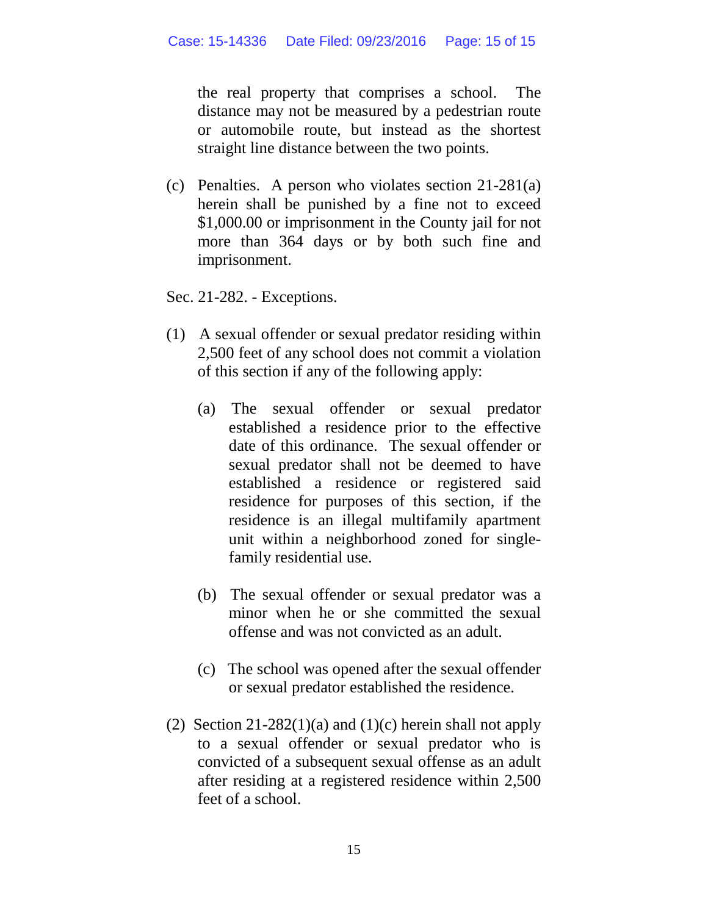the real property that comprises a school. The distance may not be measured by a pedestrian route or automobile route, but instead as the shortest straight line distance between the two points.

(c) Penalties. A person who violates section 21-281(a) herein shall be punished by a fine not to exceed $1,000.00 or imprisonment in the County jail for not more than 364 days or by both such fine and imprisonment.

Sec. 21-282. - Exceptions.

(1) A sexual offender or sexual predator residing within 2,500 feet of any school does not commit a violation of this section if any of the following apply:

   (a) The sexual offender or sexual predator established a residence prior to the effective date of this ordinance. The sexual offender or sexual predator shall not be deemed to have established a residence or registered said residence for purposes of this section, if the residence is an illegal multifamily apartment unit within a neighborhood zoned for single-family residential use.

   (b) The sexual offender or sexual predator was a minor when he or she committed the sexual offense and was not convicted as an adult.

   (c) The school was opened after the sexual offender or sexual predator established the residence.

(2) Section 21-282(1)(a) and (1)(c) herein shall not apply to a sexual offender or sexual predator who is convicted of a subsequent sexual offense as an adult after residing at a registered residence within 2,500 feet of a school.